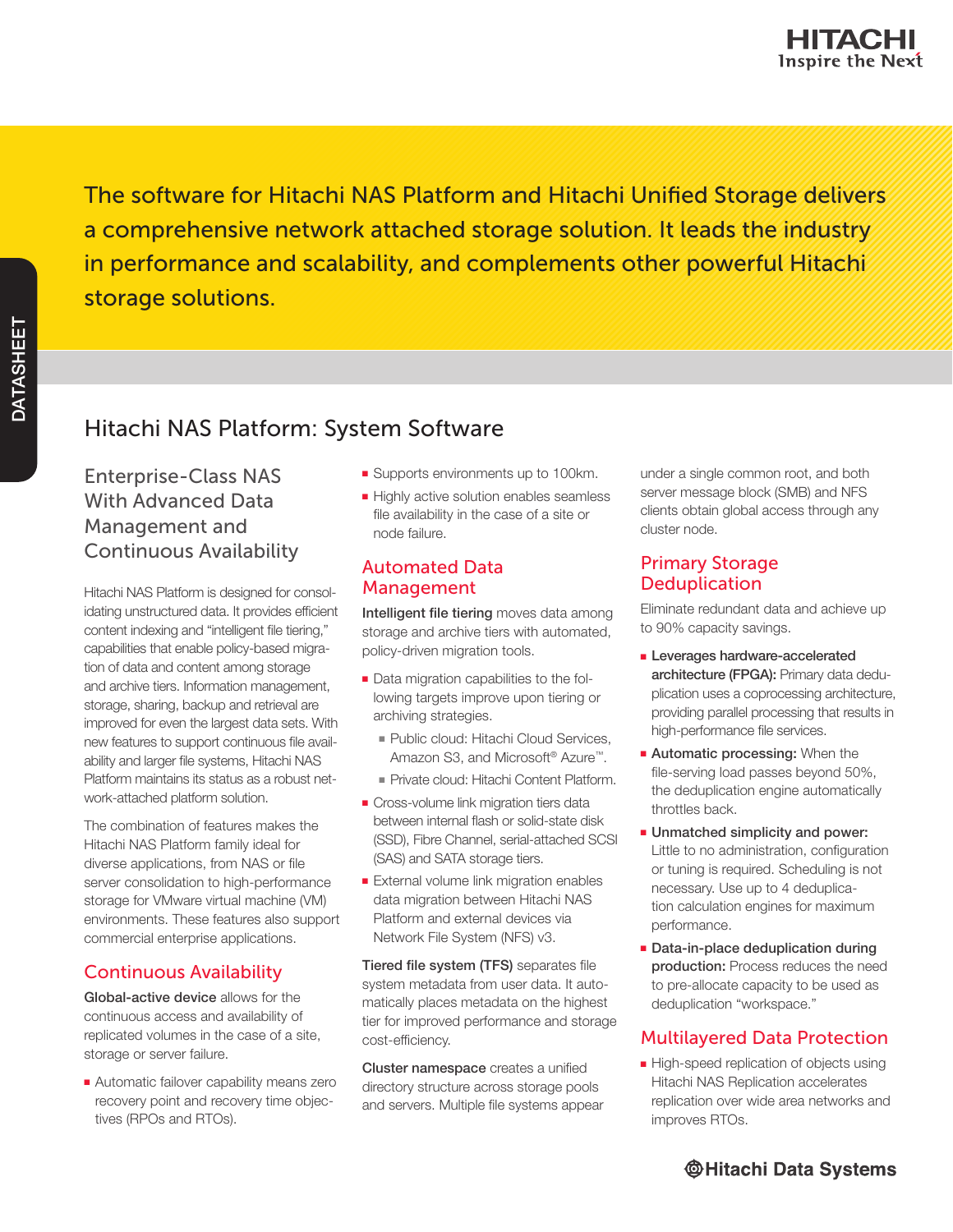The software for Hitachi NAS Platform and Hitachi Unified Storage delivers a comprehensive network attached storage solution. It leads the industry in performance and scalability, and complements other powerful Hitachi storage solutions.

# Hitachi NAS Platform: System Software

## Enterprise-Class NAS With Advanced Data Management and Continuous Availability

Hitachi NAS Platform is designed for consolidating unstructured data. It provides efficient content indexing and "intelligent file tiering," capabilities that enable policy-based migration of data and content among storage and archive tiers. Information management, storage, sharing, backup and retrieval are improved for even the largest data sets. With new features to support continuous file availability and larger file systems, Hitachi NAS Platform maintains its status as a robust network-attached platform solution.

The combination of features makes the Hitachi NAS Platform family ideal for diverse applications, from NAS or file server consolidation to high-performance storage for VMware virtual machine (VM) environments. These features also support commercial enterprise applications.

## Continuous Availability

**Global-active device** allows for the continuous access and availability of replicated volumes in the case of a site, storage or server failure.

- Automatic failover capability means zero recovery point and recovery time objectives (RPOs and RTOs).
- Supports environments up to 100km.
- Highly active solution enables seamless file availability in the case of a site or node failure.

## Automated Data Management

**Intelligent file tiering** moves data among storage and archive tiers with automated, policy-driven migration tools.

- Data migration capabilities to the following targets improve upon tiering or archiving strategies.
  - Public cloud: Hitachi Cloud Services, Amazon S3, and Microsoft® Azure™.
  - Private cloud: Hitachi Content Platform.
- Cross-volume link migration tiers data between internal flash or solid-state disk (SSD), Fibre Channel, serial-attached SCSI (SAS) and SATA storage tiers.
- External volume link migration enables data migration between Hitachi NAS Platform and external devices via Network File System (NFS) v3.

**Tiered file system (TFS)** separates file system metadata from user data. It automatically places metadata on the highest tier for improved performance and storage cost-efficiency.

**Cluster namespace** creates a unified directory structure across storage pools and servers. Multiple file systems appear under a single common root, and both server message block (SMB) and NFS clients obtain global access through any cluster node.

## Primary Storage Deduplication

Eliminate redundant data and achieve up to 90% capacity savings.

- **Leverages hardware-accelerated architecture (FPGA):** Primary data deduplication uses a coprocessing architecture, providing parallel processing that results in high-performance file services.
- **Automatic processing:** When the file-serving load passes beyond 50%, the deduplication engine automatically throttles back.
- **Unmatched simplicity and power:** Little to no administration, configuration or tuning is required. Scheduling is not necessary. Use up to 4 deduplication calculation engines for maximum performance.
- **Data-in-place deduplication during production:** Process reduces the need to pre-allocate capacity to be used as deduplication "workspace."

## Multilayered Data Protection

- High-speed replication of objects using Hitachi NAS Replication accelerates replication over wide area networks and improves RTOs.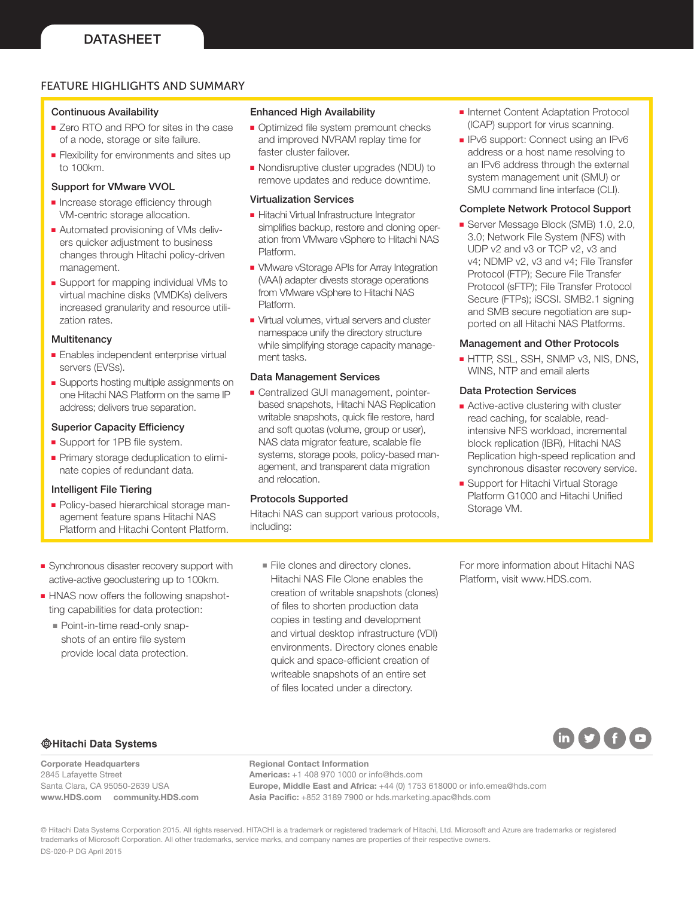DATASHEET

## FEATURE HIGHLIGHTS AND SUMMARY

### Continuous Availability

- Zero RTO and RPO for sites in the case of a node, storage or site failure.
- Flexibility for environments and sites up to 100km.

### Support for VMware VVOL

- Increase storage efficiency through VM-centric storage allocation.
- Automated provisioning of VMs delivers quicker adjustment to business changes through Hitachi policy-driven management.
- Support for mapping individual VMs to virtual machine disks (VMDKs) delivers increased granularity and resource utilization rates.

### Multitenancy

- Enables independent enterprise virtual servers (EVSs).
- Supports hosting multiple assignments on one Hitachi NAS Platform on the same IP address; delivers true separation.

### Superior Capacity Efficiency

- Support for 1PB file system.
- Primary storage deduplication to eliminate copies of redundant data.

### Intelligent File Tiering

- Policy-based hierarchical storage management feature spans Hitachi NAS Platform and Hitachi Content Platform.

### Enhanced High Availability

- Optimized file system premount checks and improved NVRAM replay time for faster cluster failover.
- Nondisruptive cluster upgrades (NDU) to remove updates and reduce downtime.

### Virtualization Services

- Hitachi Virtual Infrastructure Integrator simplifies backup, restore and cloning operation from VMware vSphere to Hitachi NAS Platform.
- VMware vStorage APIs for Array Integration (VAAI) adapter divests storage operations from VMware vSphere to Hitachi NAS Platform.
- Virtual volumes, virtual servers and cluster namespace unify the directory structure while simplifying storage capacity management tasks.

### Data Management Services

- Centralized GUI management, pointer-based snapshots, Hitachi NAS Replication writable snapshots, quick file restore, hard and soft quotas (volume, group or user), NAS data migrator feature, scalable file systems, storage pools, policy-based management, and transparent data migration and relocation.

### Protocols Supported

Hitachi NAS can support various protocols, including:

- Internet Content Adaptation Protocol (ICAP) support for virus scanning.
- IPv6 support: Connect using an IPv6 address or a host name resolving to an IPv6 address through the external system management unit (SMU) or SMU command line interface (CLI).

### Complete Network Protocol Support

- Server Message Block (SMB) 1.0, 2.0, 3.0; Network File System (NFS) with UDP v2 and v3 or TCP v2, v3 and v4; NDMP v2, v3 and v4; File Transfer Protocol (FTP); Secure File Transfer Protocol (sFTP); File Transfer Protocol Secure (FTPs); iSCSI. SMB2.1 signing and SMB secure negotiation are supported on all Hitachi NAS Platforms.

### Management and Other Protocols

- HTTP, SSL, SSH, SNMP v3, NIS, DNS, WINS, NTP and email alerts

### Data Protection Services

- Active-active clustering with cluster read caching, for scalable, read-intensive NFS workload, incremental block replication (IBR), Hitachi NAS Replication high-speed replication and synchronous disaster recovery service.
- Support for Hitachi Virtual Storage Platform G1000 and Hitachi Unified Storage VM.
- Synchronous disaster recovery support with active-active geoclustering up to 100km.
- HNAS now offers the following snapshotting capabilities for data protection:
  - Point-in-time read-only snapshots of an entire file system provide local data protection.
  - File clones and directory clones. Hitachi NAS File Clone enables the creation of writable snapshots (clones) of files to shorten production data copies in testing and development and virtual desktop infrastructure (VDI) environments. Directory clones enable quick and space-efficient creation of writeable snapshots of an entire set of files located under a directory.

For more information about Hitachi NAS Platform, visit www.HDS.com.

**Hitachi Data Systems**

**Corporate Headquarters**
2845 Lafayette Street
Santa Clara, CA 95050-2639 USA
**www.HDS.com** **community.HDS.com**

**Regional Contact Information**
**Americas:** +1 408 970 1000 or info@hds.com
**Europe, Middle East and Africa:** +44 (0) 1753 618000 or info.emea@hds.com
**Asia Pacific:** +852 3189 7900 or hds.marketing.apac@hds.com

© Hitachi Data Systems Corporation 2015. All rights reserved. HITACHI is a trademark or registered trademark of Hitachi, Ltd. Microsoft and Azure are trademarks or registered trademarks of Microsoft Corporation. All other trademarks, service marks, and company names are properties of their respective owners.
DS-020-P DG April 2015